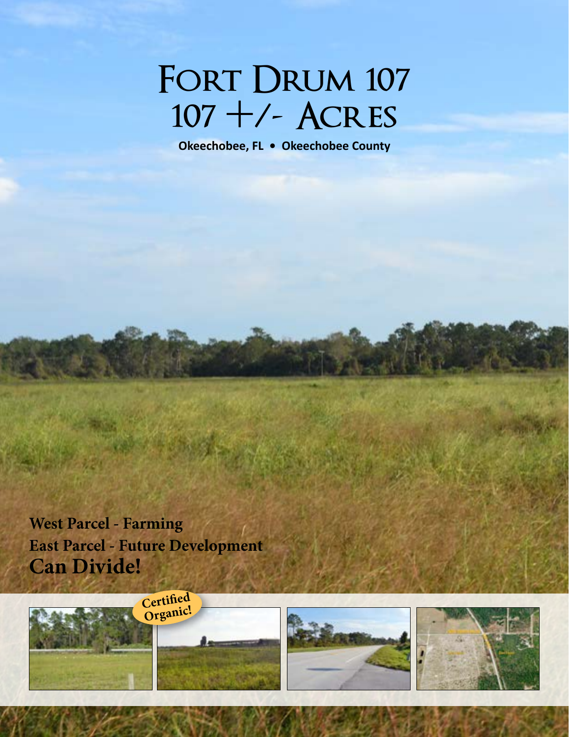# Fort Drum 107
# 107 +/- Acres

**Okeechobee, FL • Okeechobee County**

**West Parcel - Farming**

**East Parcel - Future Development**

**Can Divide!**

**Certified Organic!**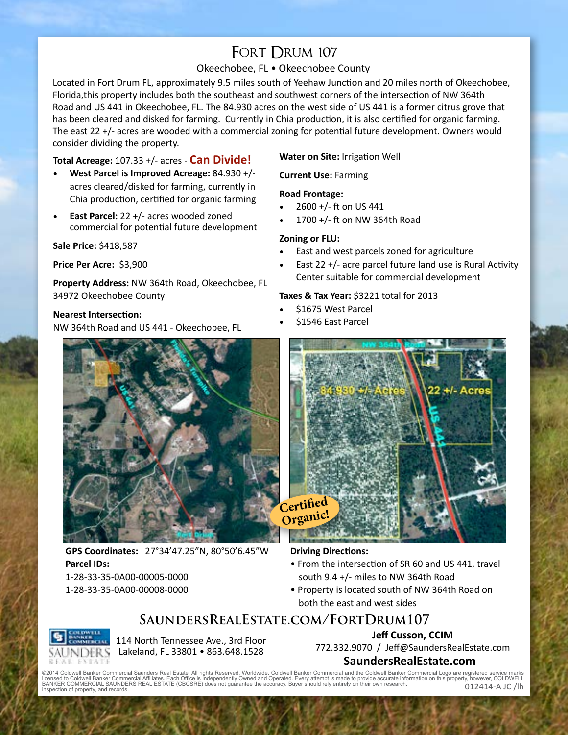# Fort Drum 107

Okeechobee, FL • Okeechobee County

Located in Fort Drum FL, approximately 9.5 miles south of Yeehaw Junction and 20 miles north of Okeechobee, Florida,this property includes both the southeast and southwest corners of the intersection of NW 364th Road and US 441 in Okeechobee, FL. The 84.930 acres on the west side of US 441 is a former citrus grove that has been cleared and disked for farming. Currently in Chia production, it is also certified for organic farming. The east 22 +/- acres are wooded with a commercial zoning for potential future development. Owners would consider dividing the property.

**Total Acreage:** 107.33 +/- acres - **Can Divide!**

- **West Parcel is Improved Acreage:** 84.930 +/- acres cleared/disked for farming, currently in Chia production, certified for organic farming
- **East Parcel:** 22 +/- acres wooded zoned commercial for potential future development

**Sale Price:** $418,587

**Price Per Acre:** $3,900

**Property Address:** NW 364th Road, Okeechobee, FL 34972 Okeechobee County

**Nearest Intersection:**
NW 364th Road and US 441 - Okeechobee, FL

**Water on Site:** Irrigation Well

**Current Use:** Farming

**Road Frontage:**

- 2600 +/- ft on US 441
- 1700 +/- ft on NW 364th Road

**Zoning or FLU:**

- East and west parcels zoned for agriculture
- East 22 +/- acre parcel future land use is Rural Activity Center suitable for commercial development

**Taxes & Tax Year:** $3221 total for 2013

- $1675 West Parcel
- $1546 East Parcel

US 441
Florida's Turnpike
Fort Drum

NW 364th Road
84.930 +/- Acres
22 +/- Acres
US 441
Certified Organic!

**GPS Coordinates:** 27°34'47.25"N, 80°50'6.45"W

**Parcel IDs:**
1-28-33-35-0A00-00005-0000
1-28-33-35-0A00-00008-0000

**Driving Directions:**

- From the intersection of SR 60 and US 441, travel south 9.4 +/- miles to NW 364th Road
- Property is located south of NW 364th Road on both the east and west sides

## SaundersRealEstate.com/FortDrum107

Coldwell Banker Commercial Saunders Real Estate

114 North Tennessee Ave., 3rd Floor
Lakeland, FL 33801 • 863.648.1528

**Jeff Cusson, CCIM**
772.332.9070 / Jeff@SaundersRealEstate.com

**SaundersRealEstate.com**

©2014 Coldwell Banker Commercial Saunders Real Estate, All rights Reserved, Worldwide. Coldwell Banker Commercial and the Coldwell Banker Commercial Logo are registered service marks licensed to Coldwell Banker Commercial Affiliates. Each Office is Independently Owned and Operated. Every attempt is made to provide accurate information on this property, however, COLDWELL BANKER COMMERCIAL SAUNDERS REAL ESTATE (CBCSRE) does not guarantee the accuracy. Buyer should rely entirely on their own research, inspection of property, and records.

012414-A JC /lh